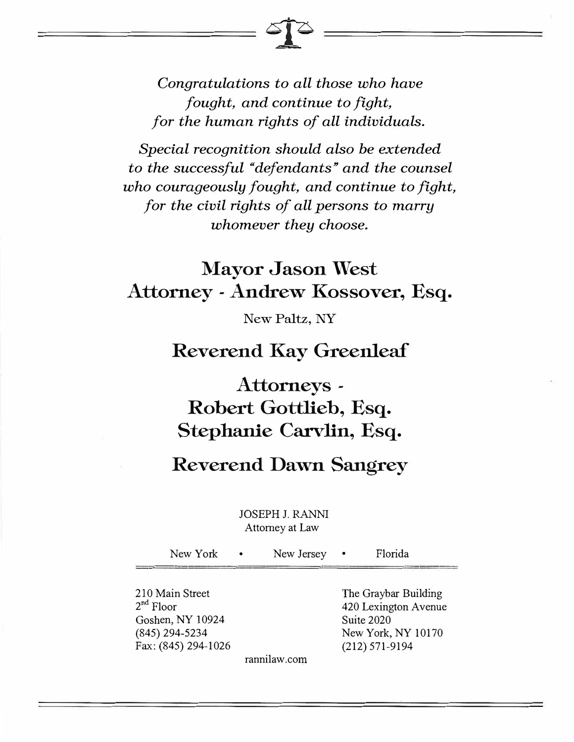*Congratulations to all those who have fought, and continue to fight, for the human rights of all individuals.*

*Special recognition should also be extended to the successful "defendants" and the counsel who courageously fought, and continue to fight, for the civil rights of all persons to marry whomever they choose.*

## Mayor Jason West
## Attorney - Andrew Kossover, Esq.

New Paltz, NY

## Reverend Kay Greenleaf

## Attorneys - Robert Gottlieb, Esq. Stephanie Carvlin, Esq.

## Reverend Dawn Sangrey

JOSEPH J. RANNI
Attorney at Law

New York • New Jersey • Florida

210 Main Street
2nd Floor
Goshen, NY 10924
(845) 294-5234
Fax: (845) 294-1026

The Graybar Building
420 Lexington Avenue
Suite 2020
New York, NY 10170
(212) 571-9194

rannilaw.com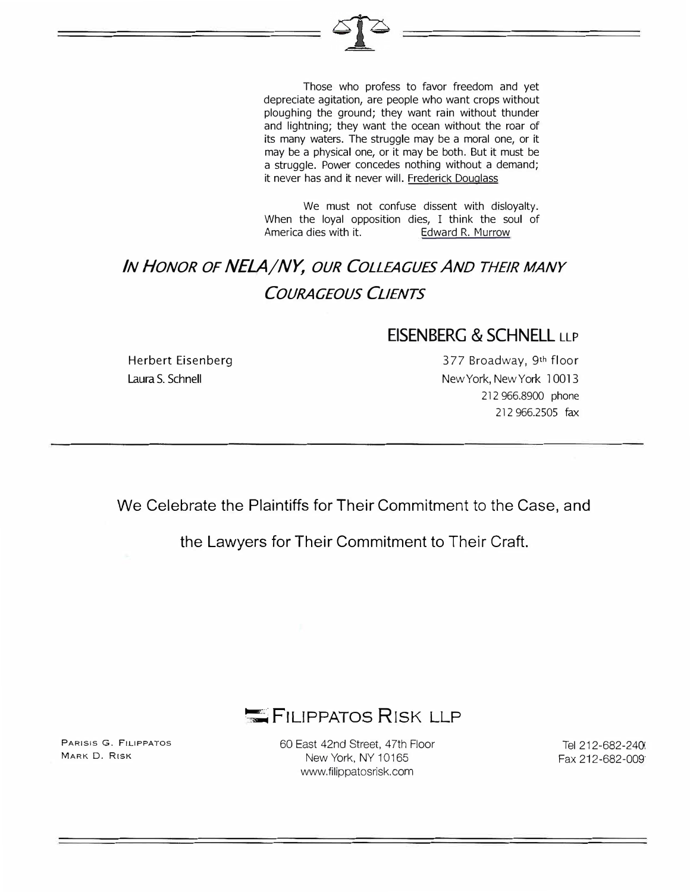Those who profess to favor freedom and yet depreciate agitation, are people who want crops without ploughing the ground; they want rain without thunder and lightning; they want the ocean without the roar of its many waters. The struggle may be a moral one, or it may be a physical one, or it may be both. But it must be a struggle. Power concedes nothing without a demand; it never has and it never will. Frederick Douglass

We must not confuse dissent with disloyalty. When the loyal opposition dies, I think the soul of America dies with it. Edward R. Murrow

## *IN HONOR OF NELA/NY, OUR COLLEAGUES AND THEIR MANY COURAGEOUS CLIENTS*

**EISENBERG & SCHNELL LLP**

Herbert Eisenberg
Laura S. Schnell

377 Broadway, 9th floor
New York, New York 10013
212 966.8900 phone
212 966.2505 fax

---

We Celebrate the Plaintiffs for Their Commitment to the Case, and

the Lawyers for Their Commitment to Their Craft.

**FILIPPATOS RISK LLP**

PARISIS G. FILIPPATOS
MARK D. RISK

60 East 42nd Street, 47th Floor
New York, NY 10165
www.filippatosrisk.com

Tel 212-682-240
Fax 212-682-009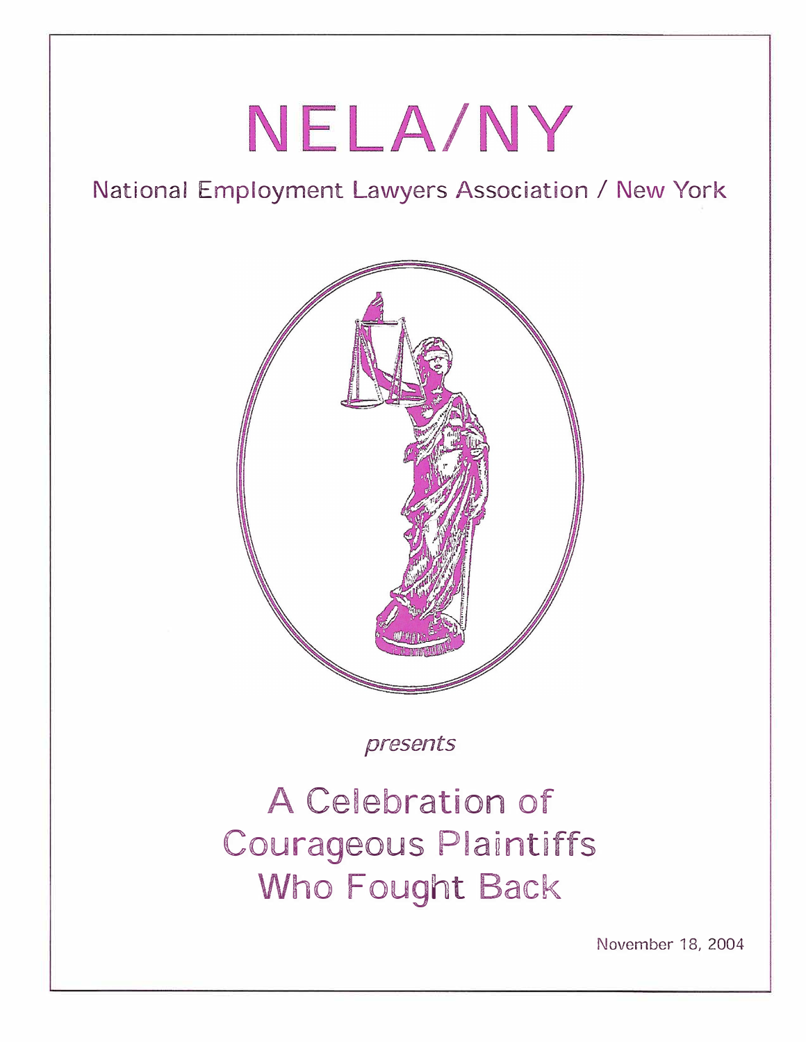# NELA/NY

National Employment Lawyers Association / New York

*presents*

## A Celebration of Courageous Plaintiffs Who Fought Back

November 18, 2004